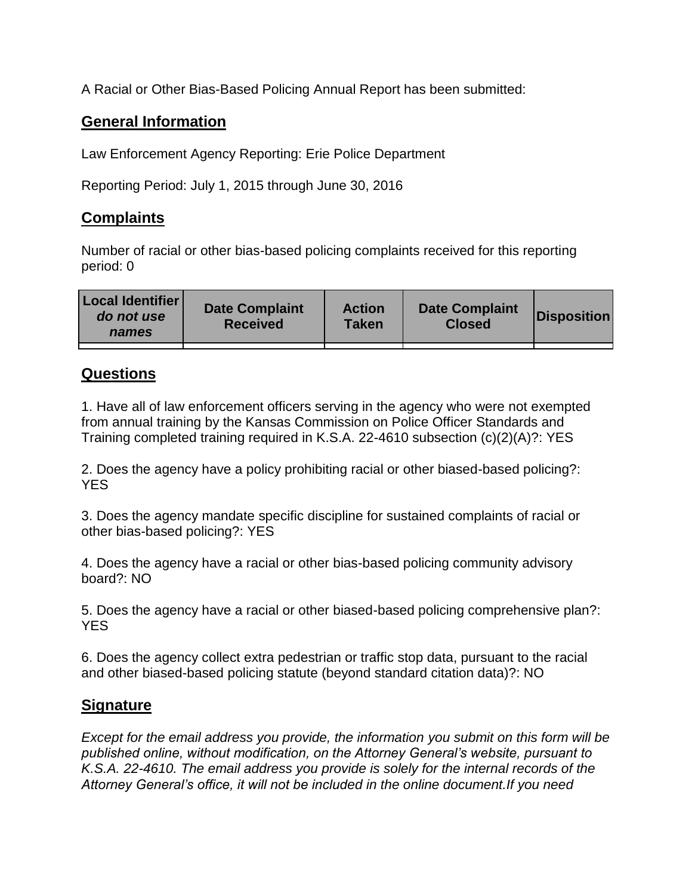A Racial or Other Bias-Based Policing Annual Report has been submitted:

## General Information

Law Enforcement Agency Reporting: Erie Police Department

Reporting Period: July 1, 2015 through June 30, 2016

## Complaints

Number of racial or other bias-based policing complaints received for this reporting period: 0

| **Local Identifier** *do not use names* | **Date Complaint Received** | **Action Taken** | **Date Complaint Closed** | **Disposition** |
|---|---|---|---|---|
| | | | | |

## Questions

1. Have all of law enforcement officers serving in the agency who were not exempted from annual training by the Kansas Commission on Police Officer Standards and Training completed training required in K.S.A. 22-4610 subsection (c)(2)(A)?: YES

2. Does the agency have a policy prohibiting racial or other biased-based policing?: YES

3. Does the agency mandate specific discipline for sustained complaints of racial or other bias-based policing?: YES

4. Does the agency have a racial or other bias-based policing community advisory board?: NO

5. Does the agency have a racial or other biased-based policing comprehensive plan?: YES

6. Does the agency collect extra pedestrian or traffic stop data, pursuant to the racial and other biased-based policing statute (beyond standard citation data)?: NO

## Signature

*Except for the email address you provide, the information you submit on this form will be published online, without modification, on the Attorney General's website, pursuant to K.S.A. 22-4610. The email address you provide is solely for the internal records of the Attorney General's office, it will not be included in the online document.If you need*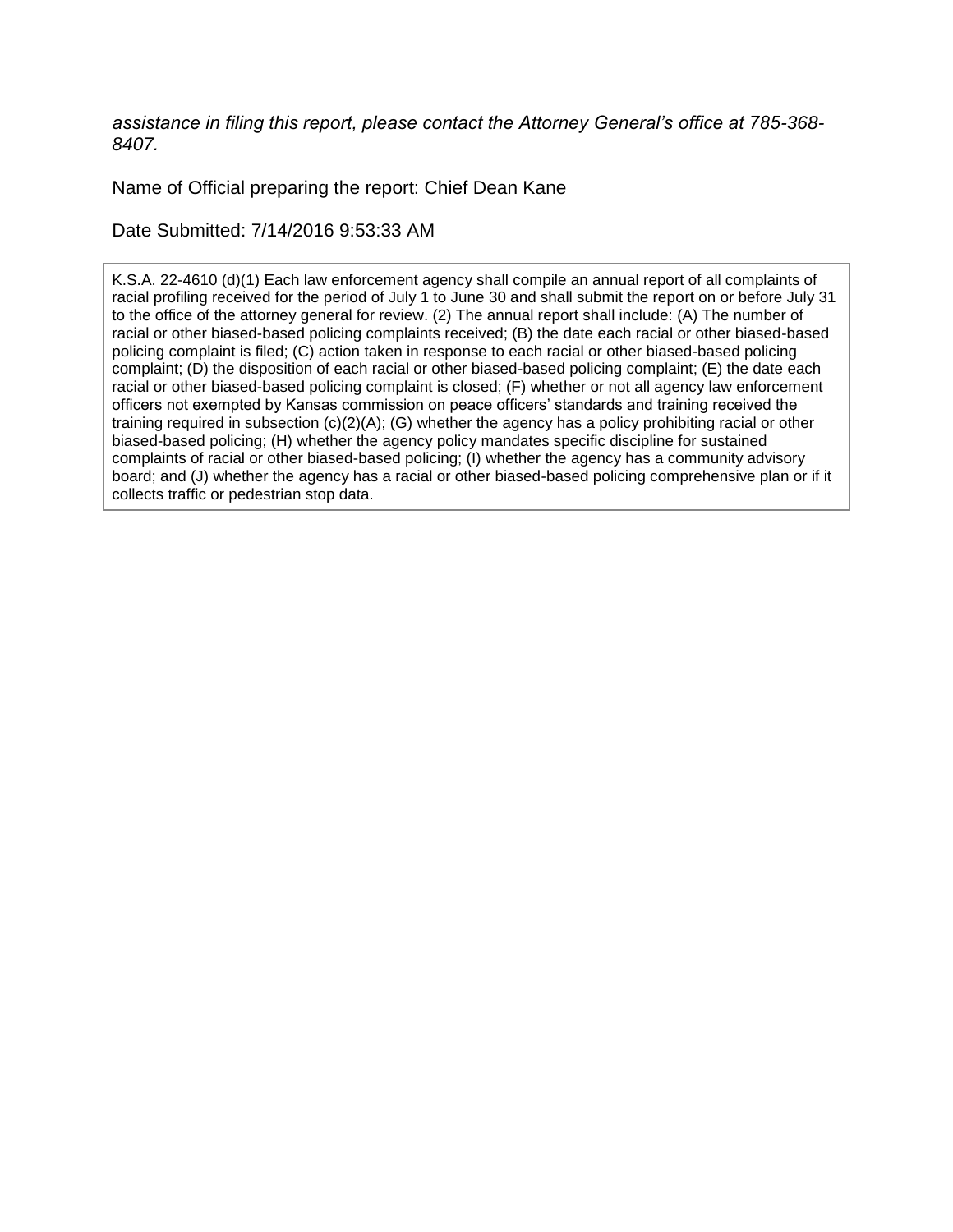*assistance in filing this report, please contact the Attorney General's office at 785-368-8407.*

Name of Official preparing the report: Chief Dean Kane

Date Submitted: 7/14/2016 9:53:33 AM

K.S.A. 22-4610 (d)(1) Each law enforcement agency shall compile an annual report of all complaints of racial profiling received for the period of July 1 to June 30 and shall submit the report on or before July 31 to the office of the attorney general for review. (2) The annual report shall include: (A) The number of racial or other biased-based policing complaints received; (B) the date each racial or other biased-based policing complaint is filed; (C) action taken in response to each racial or other biased-based policing complaint; (D) the disposition of each racial or other biased-based policing complaint; (E) the date each racial or other biased-based policing complaint is closed; (F) whether or not all agency law enforcement officers not exempted by Kansas commission on peace officers' standards and training received the training required in subsection (c)(2)(A); (G) whether the agency has a policy prohibiting racial or other biased-based policing; (H) whether the agency policy mandates specific discipline for sustained complaints of racial or other biased-based policing; (I) whether the agency has a community advisory board; and (J) whether the agency has a racial or other biased-based policing comprehensive plan or if it collects traffic or pedestrian stop data.